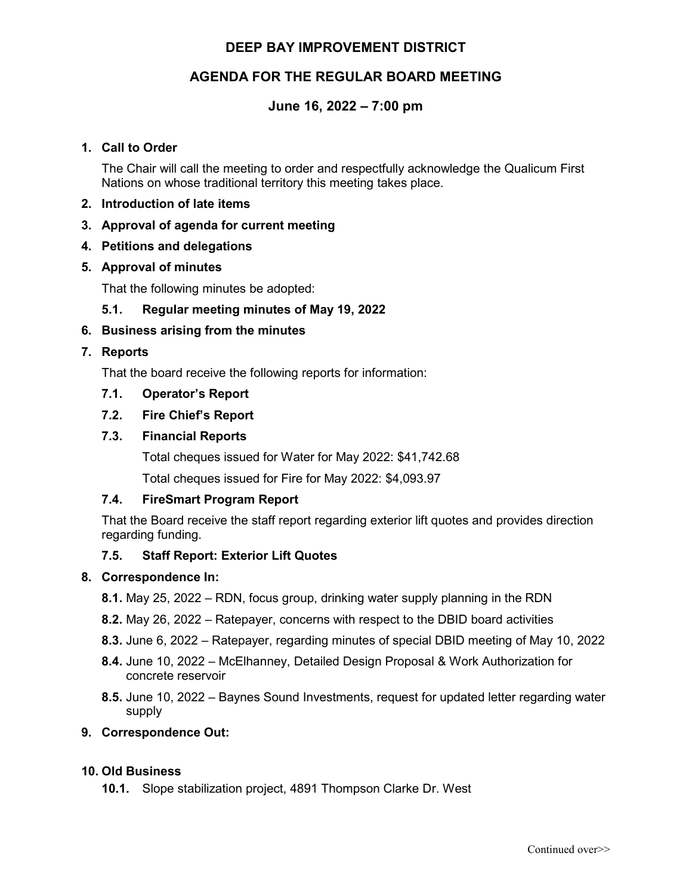# DEEP BAY IMPROVEMENT DISTRICT

## AGENDA FOR THE REGULAR BOARD MEETING

### June 16, 2022 – 7:00 pm

1. **Call to Order**

   The Chair will call the meeting to order and respectfully acknowledge the Qualicum First Nations on whose traditional territory this meeting takes place.

2. **Introduction of late items**

3. **Approval of agenda for current meeting**

4. **Petitions and delegations**

5. **Approval of minutes**

   That the following minutes be adopted:

   **5.1. Regular meeting minutes of May 19, 2022**

6. **Business arising from the minutes**

7. **Reports**

   That the board receive the following reports for information:

   **7.1. Operator's Report**

   **7.2. Fire Chief's Report**

   **7.3. Financial Reports**

   Total cheques issued for Water for May 2022: $41,742.68

   Total cheques issued for Fire for May 2022: $4,093.97

   **7.4. FireSmart Program Report**

   That the Board receive the staff report regarding exterior lift quotes and provides direction regarding funding.

   **7.5. Staff Report: Exterior Lift Quotes**

8. **Correspondence In:**

   **8.1.** May 25, 2022 – RDN, focus group, drinking water supply planning in the RDN

   **8.2.** May 26, 2022 – Ratepayer, concerns with respect to the DBID board activities

   **8.3.** June 6, 2022 – Ratepayer, regarding minutes of special DBID meeting of May 10, 2022

   **8.4.** June 10, 2022 – McElhanney, Detailed Design Proposal & Work Authorization for concrete reservoir

   **8.5.** June 10, 2022 – Baynes Sound Investments, request for updated letter regarding water supply

9. **Correspondence Out:**

10. **Old Business**

    **10.1.** Slope stabilization project, 4891 Thompson Clarke Dr. West

Continued over>>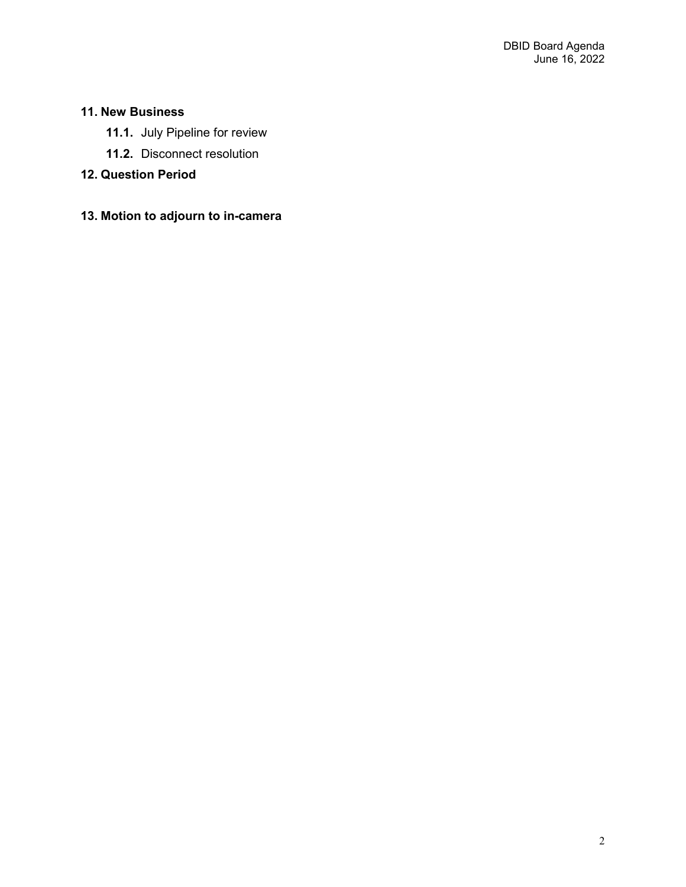**11. New Business**

- **11.1.** July Pipeline for review
- **11.2.** Disconnect resolution

**12. Question Period**

**13. Motion to adjourn to in-camera**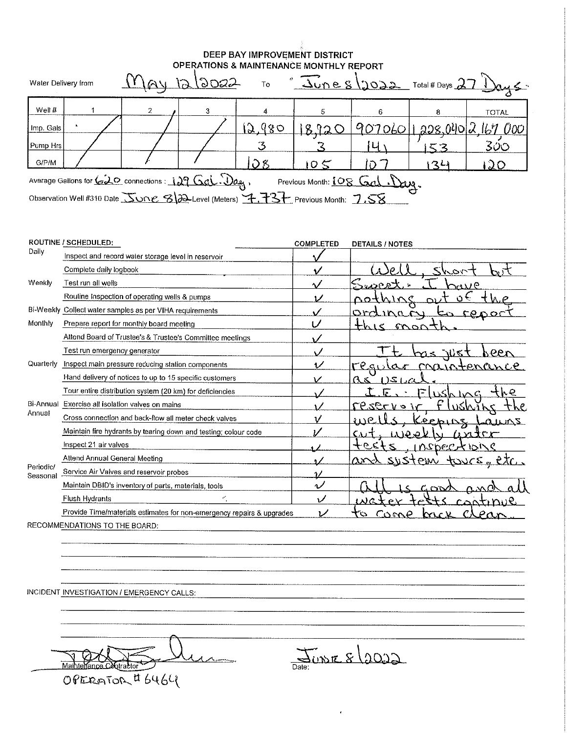# DEEP BAY IMPROVEMENT DISTRICT
## OPERATIONS & MAINTENANCE MONTHLY REPORT

Water Delivery from May 12/2022 To June 8/2022 Total # Days 27 Days.

| Well # | 1 | 2 | 3 | 4 | 5 | 6 | 8 | TOTAL |
|---|---|---|---|---|---|---|---|---|
| Imp. Gals | / | / | / | 12,980 | 18,920 | 907060 | 1,228,040 | 2,167,000 |
| Pump Hrs | / | / | / | 3 | 3 | 141 | 153 | 300 |
| G/P/M | / | / | / | 108 | 105 | 107 | 134 | 120 |

Average Gallons for 620 connections : 129 Gal. Day. Previous Month: 108 Gal. Day.

Observation Well #310 Date June 8/22 Level (Meters) 7.737 Previous Month: 7.58

| ROUTINE / SCHEDULED: | | COMPLETED | DETAILS / NOTES |
|---|---|---|---|
| Daily | Inspect and record water storage level in reservoir | ✓ | |
| | Complete daily logbook | ✓ | Well, short but |
| Weekly | Test run all wells | ✓ | Sweet. I have |
| | Routine Inspection of operating wells & pumps | ✓ | nothing out of the |
| Bi-Weekly | Collect water samples as per VIHA requirements | ✓ | ordinary to report |
| Monthly | Prepare report for monthly board meeting | ✓ | this month. |
| | Attend Board of Trustee's & Trustee's Committee meetings | ✓ | |
| | Test run emergency generator | ✓ | It has just been |
| Quarterly | Inspect main pressure reducing station components | ✓ | regular maintenance |
| | Hand delivery of notices to up to 15 specific customers | ✓ | as usual. |
| | Tour entire distribution system (20 km) for deficiencies | ✓ | I.E.: Flushing the |
| Bi-Annual | Exercise all isolation valves on mains | ✓ | reservoir, flushing the |
| Annual | Cross connection and back-flow all meter check valves | ✓ | wells, keeping Lawns |
| | Maintain fire hydrants by tearing down and testing; colour code | ✓ | cut, weekly water |
| | Inspect 21 air valves | ✓ | tests, inspections |
| | Attend Annual General Meeting | ✓ | and system tours, etc. |
| Periodic/ Seasonal | Service Air Valves and reservoir probes | ✓ | |
| | Maintain DBID's inventory of parts, materials, tools | ✓ | All is good and all |
| | Flush Hydrants | ✓ | water tests continue |
| | Provide Time/materials estimates for non-emergency repairs & upgrades | ✓ | to come back clean. |

RECOMMENDATIONS TO THE BOARD:

INCIDENT INVESTIGATION / EMERGENCY CALLS:

Maintenance Contractor
OPERATOR # 6464

Date: June 8/2022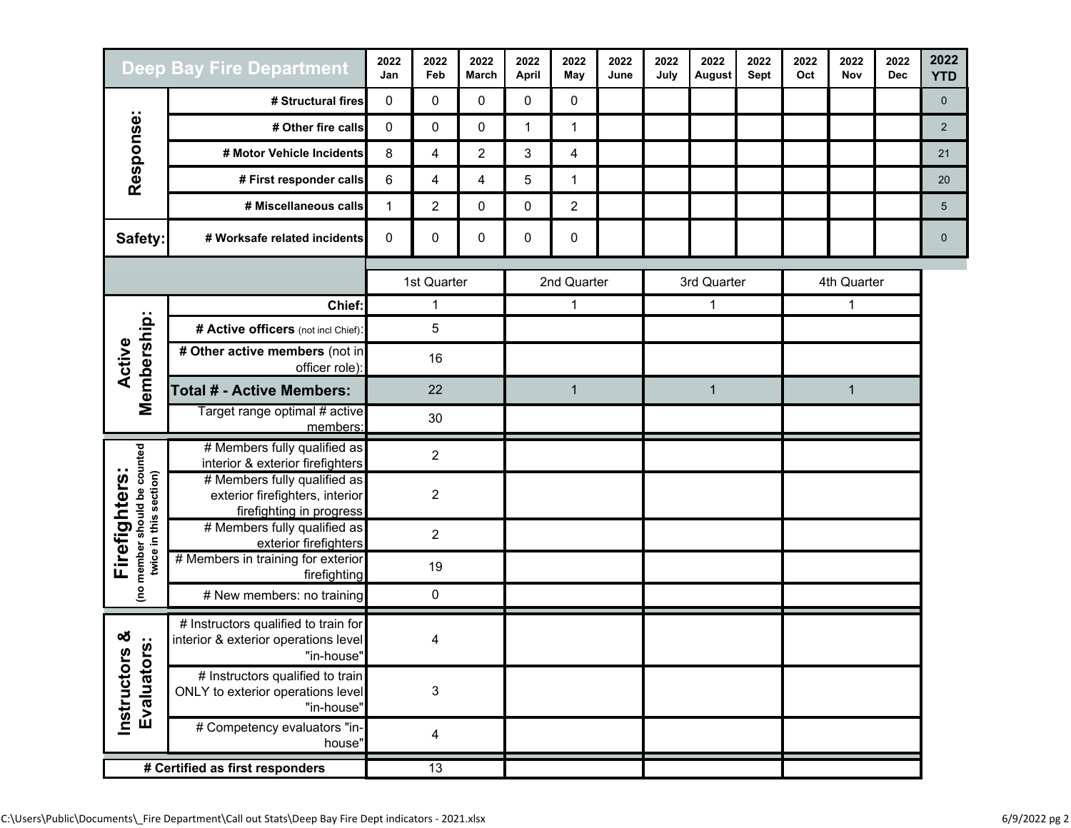| Deep Bay Fire Department | | 2022 Jan | 2022 Feb | 2022 March | 2022 April | 2022 May | 2022 June | 2022 July | 2022 August | 2022 Sept | 2022 Oct | 2022 Nov | 2022 Dec | 2022 YTD |
|---|---|---|---|---|---|---|---|---|---|---|---|---|---|---|
| Response: | # Structural fires | 0 | 0 | 0 | 0 | 0 | | | | | | | | 0 |
| | # Other fire calls | 0 | 0 | 0 | 1 | 1 | | | | | | | | 2 |
| | # Motor Vehicle Incidents | 8 | 4 | 2 | 3 | 4 | | | | | | | | 21 |
| | # First responder calls | 6 | 4 | 4 | 5 | 1 | | | | | | | | 20 |
| | # Miscellaneous calls | 1 | 2 | 0 | 0 | 2 | | | | | | | | 5 |
| Safety: | # Worksafe related incidents | 0 | 0 | 0 | 0 | 0 | | | | | | | | 0 |

| | | 1st Quarter | 2nd Quarter | 3rd Quarter | 4th Quarter |
|---|---|---|---|---|---|
| Active Membership: | Chief: | 1 | 1 | 1 | 1 |
| | # Active officers (not incl Chief): | 5 | | | |
| | # Other active members (not in officer role): | 16 | | | |
| | **Total # - Active Members:** | 22 | 1 | 1 | 1 |
| | Target range optimal # active members: | 30 | | | |
| Firefighters: (no member should be counted twice in this section) | # Members fully qualified as interior & exterior firefighters | 2 | | | |
| | # Members fully qualified as exterior firefighters, interior firefighting in progress | 2 | | | |
| | # Members fully qualified as exterior firefighters | 2 | | | |
| | # Members in training for exterior firefighting | 19 | | | |
| | # New members: no training | 0 | | | |
| Instructors & Evaluators: | # Instructors qualified to train for interior & exterior operations level "in-house" | 4 | | | |
| | # Instructors qualified to train ONLY to exterior operations level "in-house" | 3 | | | |
| | # Competency evaluators "in-house" | 4 | | | |
| # Certified as first responders | | 13 | | | |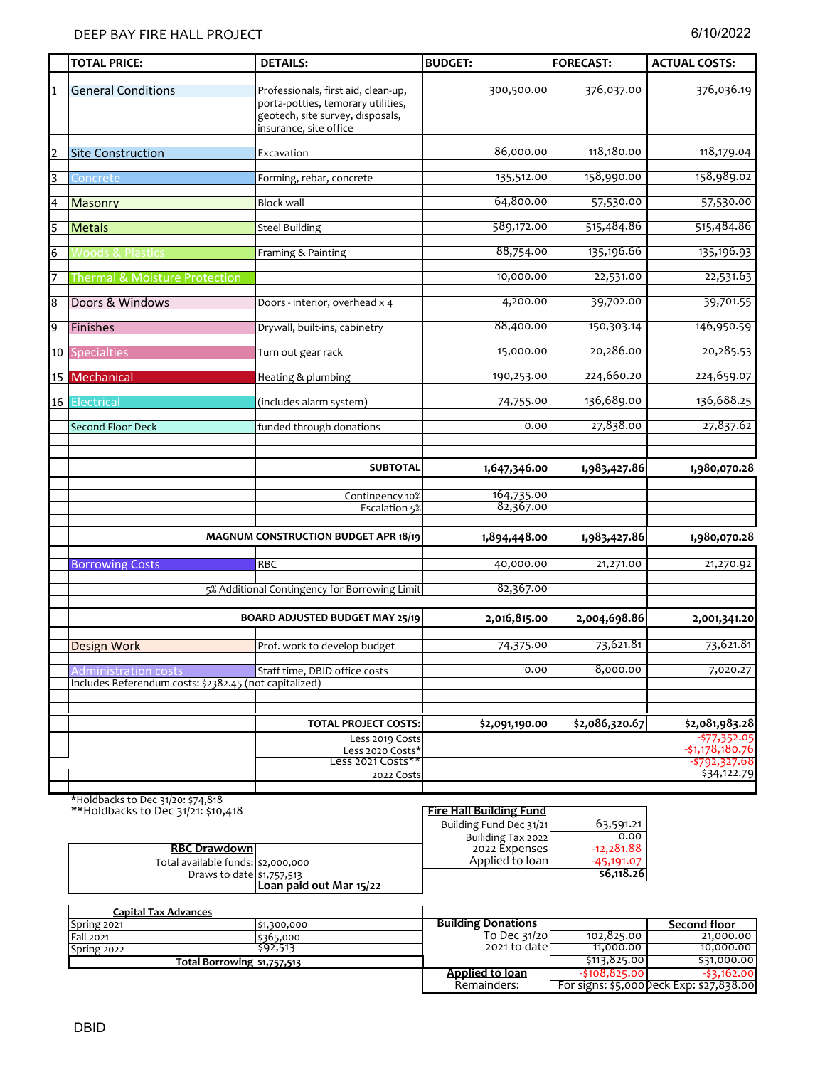DEEP BAY FIRE HALL PROJECT 6/10/2022

| | TOTAL PRICE: | DETAILS: | BUDGET: | FORECAST: | ACTUAL COSTS: |
|---|---|---|---|---|---|
| 1 | General Conditions | Professionals, first aid, clean-up, porta-potties, temorary utilities, geotech, site survey, disposals, insurance, site office | 300,500.00 | 376,037.00 | 376,036.19 |
| 2 | Site Construction | Excavation | 86,000.00 | 118,180.00 | 118,179.04 |
| 3 | Concrete | Forming, rebar, concrete | 135,512.00 | 158,990.00 | 158,989.02 |
| 4 | Masonry | Block wall | 64,800.00 | 57,530.00 | 57,530.00 |
| 5 | Metals | Steel Building | 589,172.00 | 515,484.86 | 515,484.86 |
| 6 | Woods & Plastics | Framing & Painting | 88,754.00 | 135,196.66 | 135,196.93 |
| 7 | Thermal & Moisture Protection | | 10,000.00 | 22,531.00 | 22,531.63 |
| 8 | Doors & Windows | Doors - interior, overhead x 4 | 4,200.00 | 39,702.00 | 39,701.55 |
| 9 | Finishes | Drywall, built-ins, cabinetry | 88,400.00 | 150,303.14 | 146,950.59 |
| 10 | Specialties | Turn out gear rack | 15,000.00 | 20,286.00 | 20,285.53 |
| 15 | Mechanical | Heating & plumbing | 190,253.00 | 224,660.20 | 224,659.07 |
| 16 | Electrical | (includes alarm system) | 74,755.00 | 136,689.00 | 136,688.25 |
| | Second Floor Deck | funded through donations | 0.00 | 27,838.00 | 27,837.62 |
| | | **SUBTOTAL** | **1,647,346.00** | **1,983,427.86** | **1,980,070.28** |
| | | Contingency 10% | 164,735.00 | | |
| | | Escalation 5% | 82,367.00 | | |
| | **MAGNUM CONSTRUCTION BUDGET APR 18/19** | | **1,894,448.00** | **1,983,427.86** | **1,980,070.28** |
| | Borrowing Costs | RBC | 40,000.00 | 21,271.00 | 21,270.92 |
| | 5% Additional Contingency for Borrowing Limit | | 82,367.00 | | |
| | **BOARD ADJUSTED BUDGET MAY 25/19** | | **2,016,815.00** | **2,004,698.86** | **2,001,341.20** |
| | Design Work | Prof. work to develop budget | 74,375.00 | 73,621.81 | 73,621.81 |
| | Administration costs | Staff time, DBID office costs | 0.00 | 8,000.00 | 7,020.27 |
| | Includes Referendum costs: $2382.45 (not capitalized) | | | | |
| | | **TOTAL PROJECT COSTS:** | **$2,091,190.00** | **$2,086,320.67** | **$2,081,983.28** |
| | | Less 2019 Costs | | | -$77,352.05 |
| | | Less 2020 Costs* | | | -$1,178,180.76 |
| | | Less 2021 Costs** | | | -$792,327.68 |
| | | 2022 Costs | | | $34,122.79 |

*Holdbacks to Dec 31/20: $74,818
**Holdbacks to Dec 31/21: $10,418

| **RBC Drawdown** | |
|---|---|
| Total available funds: | $2,000,000 |
| Draws to date | $1,757,513 |
| | **Loan paid out Mar 15/22** |

| **Fire Hall Building Fund** | |
|---|---|
| Building Fund Dec 31/21 | 63,591.21 |
| Builiding Tax 2022 | 0.00 |
| 2022 Expenses | -12,281.88 |
| Applied to loan | -45,191.07 |
| | **$6,118.26** |

| **Capital Tax Advances** | |
|---|---|
| Spring 2021 | $1,300,000 |
| Fall 2021 | $365,000 |
| Spring 2022 | $92,513 |
| **Total Borrowing** | **$1,757,513** |

| **Building Donations** | | **Second floor** |
|---|---|---|
| To Dec 31/20 | 102,825.00 | 21,000.00 |
| 2021 to date | 11,000.00 | 10,000.00 |
| | $113,825.00 | $31,000.00 |
| **Applied to loan** | -$108,825.00 | -$3,162.00 |
| Remainders: | For signs: $5,000 | Deck Exp: $27,838.00 |

DBID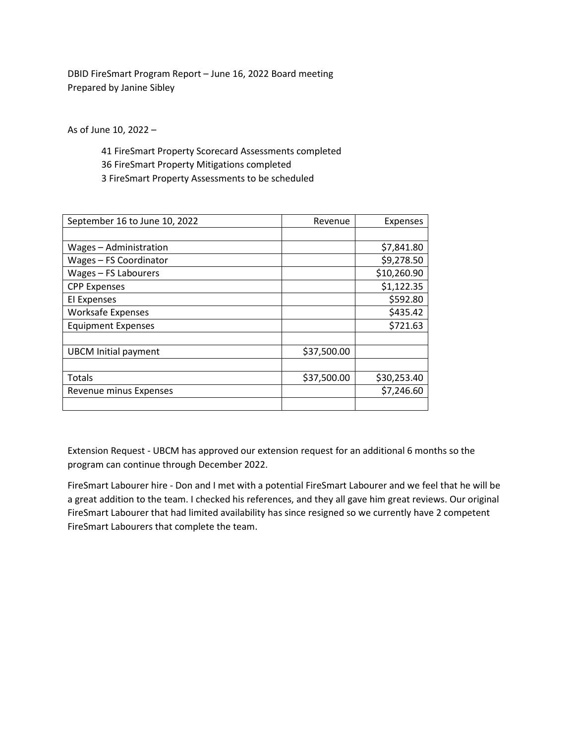DBID FireSmart Program Report – June 16, 2022 Board meeting
Prepared by Janine Sibley

As of June 10, 2022 –

- 41 FireSmart Property Scorecard Assessments completed
- 36 FireSmart Property Mitigations completed
- 3 FireSmart Property Assessments to be scheduled

| September 16 to June 10, 2022 | Revenue | Expenses |
|---|---|---|
| | | |
| Wages – Administration | | $7,841.80 |
| Wages – FS Coordinator | | $9,278.50 |
| Wages – FS Labourers | | $10,260.90 |
| CPP Expenses | | $1,122.35 |
| EI Expenses | | $592.80 |
| Worksafe Expenses | | $435.42 |
| Equipment Expenses | | $721.63 |
| | | |
| UBCM Initial payment | $37,500.00 | |
| | | |
| Totals | $37,500.00 | $30,253.40 |
| Revenue minus Expenses | | $7,246.60 |
| | | |

Extension Request - UBCM has approved our extension request for an additional 6 months so the program can continue through December 2022.

FireSmart Labourer hire - Don and I met with a potential FireSmart Labourer and we feel that he will be a great addition to the team. I checked his references, and they all gave him great reviews. Our original FireSmart Labourer that had limited availability has since resigned so we currently have 2 competent FireSmart Labourers that complete the team.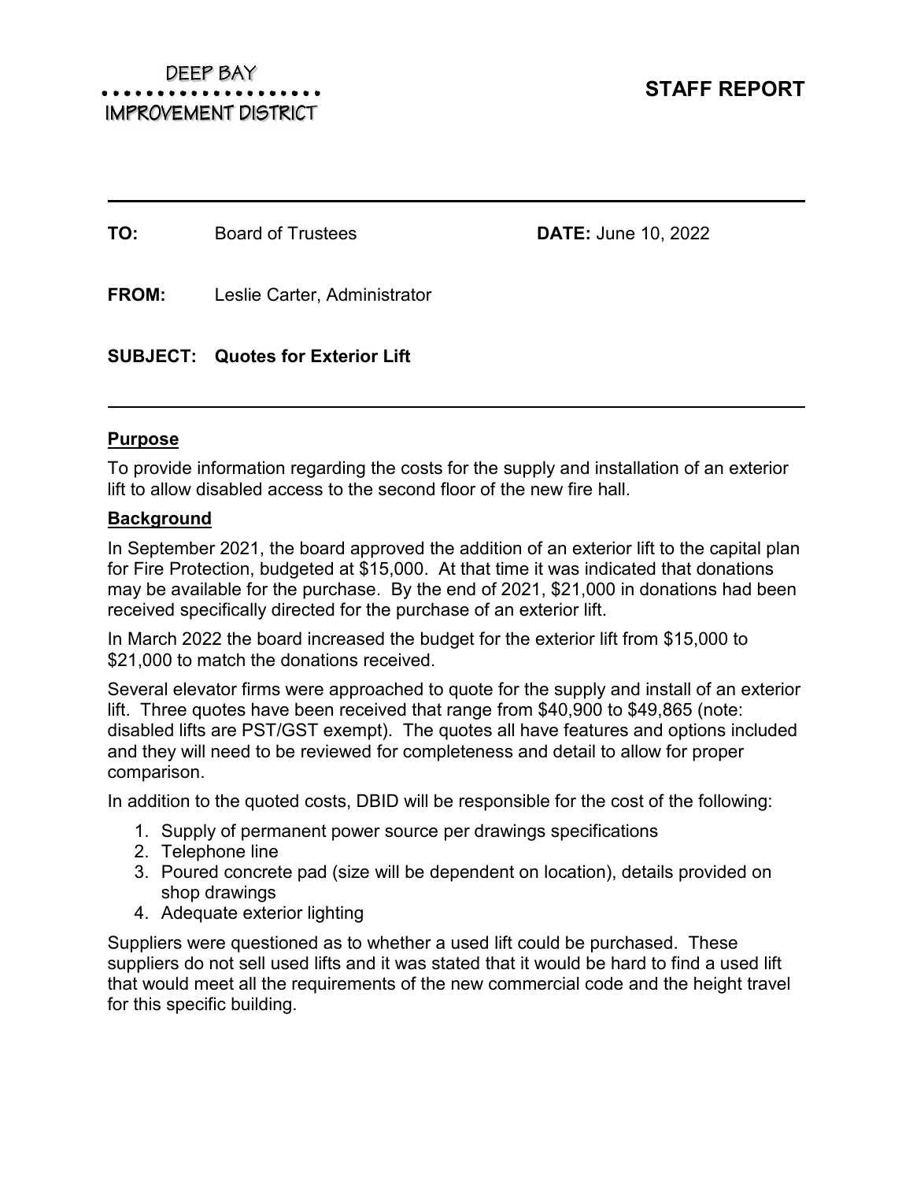DEEP BAY

IMPROVEMENT DISTRICT

# STAFF REPORT

**TO:** Board of Trustees **DATE:** June 10, 2022

**FROM:** Leslie Carter, Administrator

**SUBJECT: Quotes for Exterior Lift**

## Purpose

To provide information regarding the costs for the supply and installation of an exterior lift to allow disabled access to the second floor of the new fire hall.

## Background

In September 2021, the board approved the addition of an exterior lift to the capital plan for Fire Protection, budgeted at $15,000. At that time it was indicated that donations may be available for the purchase. By the end of 2021, $21,000 in donations had been received specifically directed for the purchase of an exterior lift.

In March 2022 the board increased the budget for the exterior lift from $15,000 to $21,000 to match the donations received.

Several elevator firms were approached to quote for the supply and install of an exterior lift. Three quotes have been received that range from $40,900 to $49,865 (note: disabled lifts are PST/GST exempt). The quotes all have features and options included and they will need to be reviewed for completeness and detail to allow for proper comparison.

In addition to the quoted costs, DBID will be responsible for the cost of the following:

1. Supply of permanent power source per drawings specifications
2. Telephone line
3. Poured concrete pad (size will be dependent on location), details provided on shop drawings
4. Adequate exterior lighting

Suppliers were questioned as to whether a used lift could be purchased. These suppliers do not sell used lifts and it was stated that it would be hard to find a used lift that would meet all the requirements of the new commercial code and the height travel for this specific building.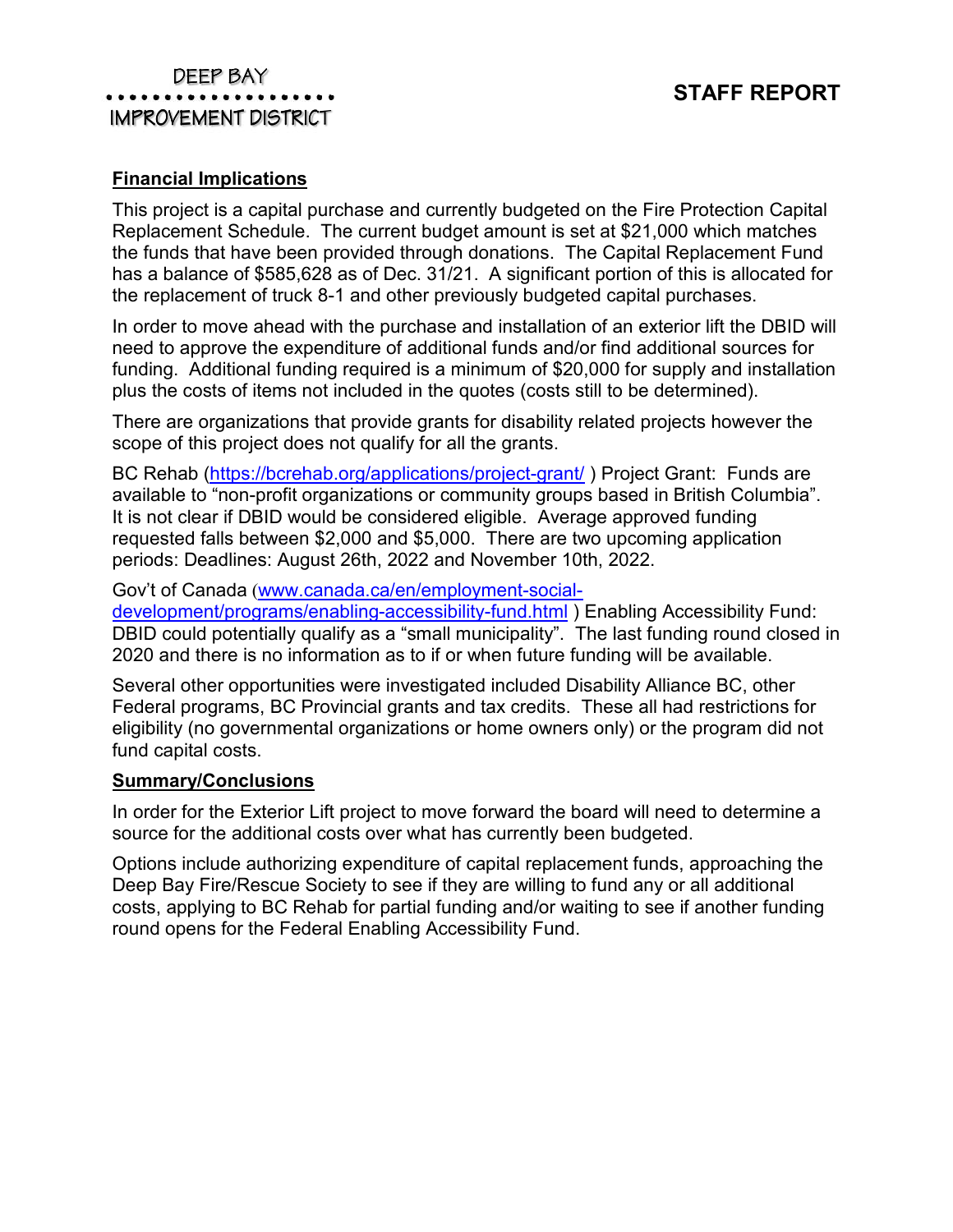## Financial Implications

This project is a capital purchase and currently budgeted on the Fire Protection Capital Replacement Schedule. The current budget amount is set at $21,000 which matches the funds that have been provided through donations. The Capital Replacement Fund has a balance of $585,628 as of Dec. 31/21. A significant portion of this is allocated for the replacement of truck 8-1 and other previously budgeted capital purchases.

In order to move ahead with the purchase and installation of an exterior lift the DBID will need to approve the expenditure of additional funds and/or find additional sources for funding. Additional funding required is a minimum of $20,000 for supply and installation plus the costs of items not included in the quotes (costs still to be determined).

There are organizations that provide grants for disability related projects however the scope of this project does not qualify for all the grants.

BC Rehab (https://bcrehab.org/applications/project-grant/ ) Project Grant: Funds are available to "non-profit organizations or community groups based in British Columbia". It is not clear if DBID would be considered eligible. Average approved funding requested falls between $2,000 and $5,000. There are two upcoming application periods: Deadlines: August 26th, 2022 and November 10th, 2022.

Gov't of Canada (www.canada.ca/en/employment-social-development/programs/enabling-accessibility-fund.html ) Enabling Accessibility Fund: DBID could potentially qualify as a "small municipality". The last funding round closed in 2020 and there is no information as to if or when future funding will be available.

Several other opportunities were investigated included Disability Alliance BC, other Federal programs, BC Provincial grants and tax credits. These all had restrictions for eligibility (no governmental organizations or home owners only) or the program did not fund capital costs.

## Summary/Conclusions

In order for the Exterior Lift project to move forward the board will need to determine a source for the additional costs over what has currently been budgeted.

Options include authorizing expenditure of capital replacement funds, approaching the Deep Bay Fire/Rescue Society to see if they are willing to fund any or all additional costs, applying to BC Rehab for partial funding and/or waiting to see if another funding round opens for the Federal Enabling Accessibility Fund.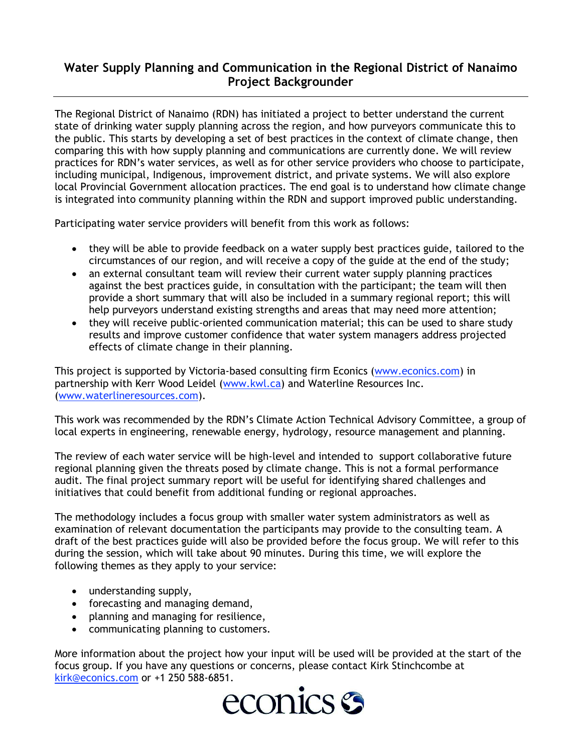# Water Supply Planning and Communication in the Regional District of Nanaimo Project Backgrounder

The Regional District of Nanaimo (RDN) has initiated a project to better understand the current state of drinking water supply planning across the region, and how purveyors communicate this to the public. This starts by developing a set of best practices in the context of climate change, then comparing this with how supply planning and communications are currently done. We will review practices for RDN's water services, as well as for other service providers who choose to participate, including municipal, Indigenous, improvement district, and private systems. We will also explore local Provincial Government allocation practices. The end goal is to understand how climate change is integrated into community planning within the RDN and support improved public understanding.

Participating water service providers will benefit from this work as follows:

- they will be able to provide feedback on a water supply best practices guide, tailored to the circumstances of our region, and will receive a copy of the guide at the end of the study;
- an external consultant team will review their current water supply planning practices against the best practices guide, in consultation with the participant; the team will then provide a short summary that will also be included in a summary regional report; this will help purveyors understand existing strengths and areas that may need more attention;
- they will receive public-oriented communication material; this can be used to share study results and improve customer confidence that water system managers address projected effects of climate change in their planning.

This project is supported by Victoria-based consulting firm Econics (www.econics.com) in partnership with Kerr Wood Leidel (www.kwl.ca) and Waterline Resources Inc. (www.waterlineresources.com).

This work was recommended by the RDN's Climate Action Technical Advisory Committee, a group of local experts in engineering, renewable energy, hydrology, resource management and planning.

The review of each water service will be high-level and intended to support collaborative future regional planning given the threats posed by climate change. This is not a formal performance audit. The final project summary report will be useful for identifying shared challenges and initiatives that could benefit from additional funding or regional approaches.

The methodology includes a focus group with smaller water system administrators as well as examination of relevant documentation the participants may provide to the consulting team. A draft of the best practices guide will also be provided before the focus group. We will refer to this during the session, which will take about 90 minutes. During this time, we will explore the following themes as they apply to your service:

- understanding supply,
- forecasting and managing demand,
- planning and managing for resilience,
- communicating planning to customers.

More information about the project how your input will be used will be provided at the start of the focus group. If you have any questions or concerns, please contact Kirk Stinchcombe at kirk@econics.com or +1 250 588-6851.

econics